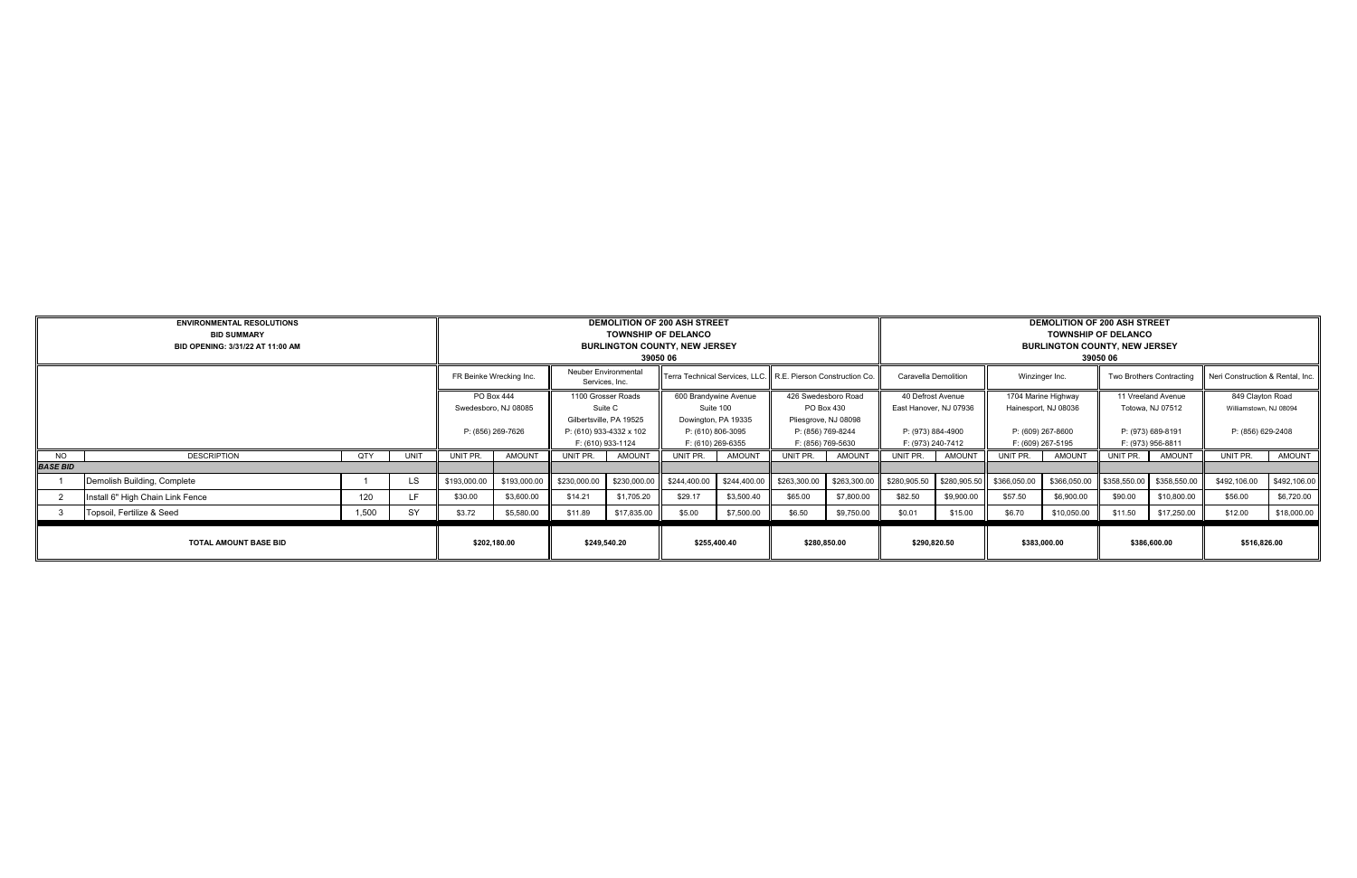| ENVIRONMENTAL RESOLUTIONS<br>BID SUMMARY<br>BID OPENING: 3/31/22 AT 11:00 AM | | | | DEMOLITION OF 200 ASH STREET<br>TOWNSHIP OF DELANCO<br>BURLINGTON COUNTY, NEW JERSEY<br>39050 06 | | | | | | | | DEMOLITION OF 200 ASH STREET<br>TOWNSHIP OF DELANCO<br>BURLINGTON COUNTY, NEW JERSEY<br>39050 06 | | | | | | | |
|---|---|---|---|---|---|---|---|---|---|---|---|---|---|---|---|---|---|---|---|
| | | | | FR Beinke Wrecking Inc. | | Neuber Environmental Services, Inc. | | Terra Technical Services, LLC. | | R.E. Pierson Construction Co. | | Caravella Demolition | | Winzinger Inc. | | Two Brothers Contracting | | Neri Construction & Rental, Inc. | |
| | | | | PO Box 444<br>Swedesboro, NJ 08085<br><br>P: (856) 269-7626 | | 1100 Grosser Roads<br>Suite C<br>Gilbertsville, PA 19525<br>P: (610) 933-4332 x 102<br>F: (610) 933-1124 | | 600 Brandywine Avenue<br>Suite 100<br>Dowington, PA 19335<br>P: (610) 806-3095<br>F: (610) 269-6355 | | 426 Swedesboro Road<br>PO Box 430<br>Pliesgrove, NJ 08098<br>P: (856) 769-8244<br>F: (856) 769-5630 | | 40 Defrost Avenue<br>East Hanover, NJ 07936<br><br>P: (973) 884-4900<br>F: (973) 240-7412 | | 1704 Marine Highway<br>Hainesport, NJ 08036<br><br>P: (609) 267-8600<br>F: (609) 267-5195 | | 11 Vreeland Avenue<br>Totowa, NJ 07512<br><br>P: (973) 689-8191<br>F: (973) 956-8811 | | 849 Clayton Road<br>Williamstown, NJ 08094<br><br>P: (856) 629-2408 | |
| NO | DESCRIPTION | QTY | UNIT | UNIT PR. | AMOUNT | UNIT PR. | AMOUNT | UNIT PR. | AMOUNT | UNIT PR. | AMOUNT | UNIT PR. | AMOUNT | UNIT PR. | AMOUNT | UNIT PR. | AMOUNT | UNIT PR. | AMOUNT |
| ***BASE BID*** | | | | | | | | | | | | | | | | | | | |
| 1 | Demolish Building, Complete | 1 | LS | $193,000.00 | $193,000.00 | $230,000.00 | $230,000.00 | $244,400.00 | $244,400.00 | $263,300.00 | $263,300.00 | $280,905.50 | $280,905.50 | $366,050.00 | $366,050.00 | $358,550.00 | $358,550.00 | $492,106.00 | $492,106.00 |
| 2 | Install 6" High Chain Link Fence | 120 | LF | $30.00 | $3,600.00 | $14.21 | $1,705.20 | $29.17 | $3,500.40 | $65.00 | $7,800.00 | $82.50 | $9,900.00 | $57.50 | $6,900.00 | $90.00 | $10,800.00 | $56.00 | $6,720.00 |
| 3 | Topsoil, Fertilize & Seed | 1,500 | SY | $3.72 | $5,580.00 | $11.89 | $17,835.00 | $5.00 | $7,500.00 | $6.50 | $9,750.00 | $0.01 | $15.00 | $6.70 | $10,050.00 | $11.50 | $17,250.00 | $12.00 | $18,000.00 |
| **TOTAL AMOUNT BASE BID** | | | | $202,180.00 | | $249,540.20 | | $255,400.40 | | $280,850.00 | | $290,820.50 | | $383,000.00 | | $386,600.00 | | $516,826.00 | |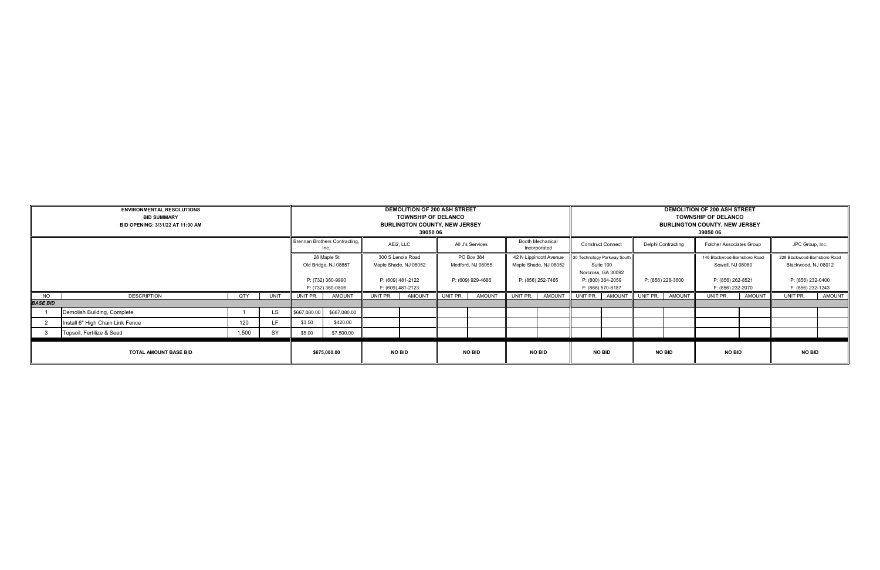| ENVIRONMENTAL RESOLUTIONS BID SUMMARY BID OPENING: 3/31/22 AT 11:00 AM | | | | DEMOLITION OF 200 ASH STREET TOWNSHIP OF DELANCO BURLINGTON COUNTY, NEW JERSEY 39050 06 | | | | | | | | DEMOLITION OF 200 ASH STREET TOWNSHIP OF DELANCO BURLINGTON COUNTY, NEW JERSEY 39050 06 | | | | | | | |
|---|---|---|---|---|---|---|---|---|---|---|---|---|---|---|---|---|---|---|---|
| | | | | Brennan Brothers Contracting, Inc. | | AEi2, LLC | | All J's Services | | Booth Mechanical Incorporated | | Construct Connect | | Delphi Contracting | | Folcher Associates Group | | JPC Group, Inc. | |
| | | | | 28 Maple St Old Bridge, NJ 08857 P: (732) 360-9990 F: (732) 360-0806 | | 300 S Lenola Road Maple Shade, NJ 08052 P: (609) 481-2122 F: (609) 481-2123 | | PO Box 384 Medford, NJ 08055 P: (609) 929-4686 | | 42 N Lippincott Avenue Maple Shade, NJ 08052 P: (856) 252-7465 | | 30 Technology Parkway South Suite 100 Norcross, GA 30092 P: (800) 364-2059 F: (866) 570-8187 | | P: (856) 228-3600 | | 146 Blackwood-Barnsboro Road Sewell, NJ 08080 P: (856) 262-8521 F: (856) 232-2070 | | 228 Blackwood-Barnsboro Road Blackwood, NJ 08012 P: (856) 232-0400 F: (856) 232-1243 | |
| NO | DESCRIPTION | QTY | UNIT | UNIT PR. | AMOUNT | UNIT PR. | AMOUNT | UNIT PR. | AMOUNT | UNIT PR. | AMOUNT | UNIT PR. | AMOUNT | UNIT PR. | AMOUNT | UNIT PR. | AMOUNT | UNIT PR. | AMOUNT |
| ***BASE BID*** | | | | | | | | | | | | | | | | | | | |
| 1 | Demolish Building, Complete | 1 | LS | $667,080.00 | $667,080.00 | | | | | | | | | | | | | | |
| 2 | Install 6" High Chain Link Fence | 120 | LF | $3.50 | $420.00 | | | | | | | | | | | | | | |
| 3 | Topsoil, Fertilize & Seed | 1,500 | SY | $5.00 | $7,500.00 | | | | | | | | | | | | | | |
| **TOTAL AMOUNT BASE BID** | | | | **$675,000.00** | | **NO BID** | | **NO BID** | | **NO BID** | | **NO BID** | | **NO BID** | | **NO BID** | | **NO BID** | |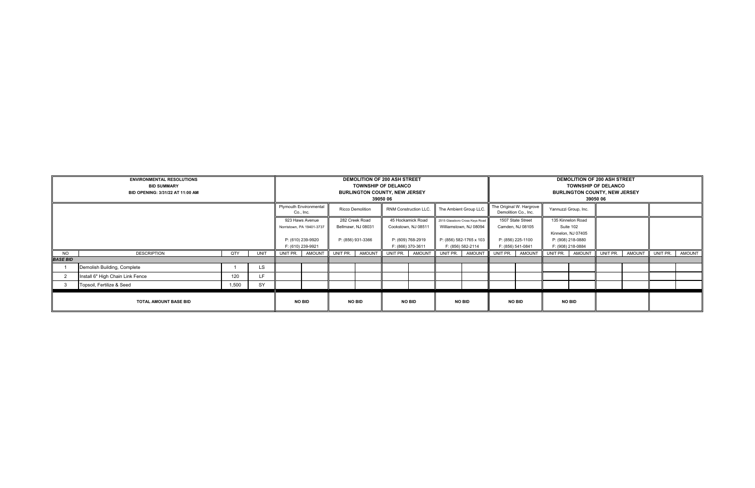| ENVIRONMENTAL RESOLUTIONS<br>BID SUMMARY<br>BID OPENING: 3/31/22 AT 11:00 AM | | | | DEMOLITION OF 200 ASH STREET<br>TOWNSHIP OF DELANCO<br>BURLINGTON COUNTY, NEW JERSEY<br>39050 06 | | | | | | | | DEMOLITION OF 200 ASH STREET<br>TOWNSHIP OF DELANCO<br>BURLINGTON COUNTY, NEW JERSEY<br>39050 06 | | | | | | | |
|---|---|---|---|---|---|---|---|---|---|---|---|---|---|---|---|---|---|---|---|
| | | | | Plymouth Environmental Co., Inc. | | Ricco Demolition | | RNM Construction LLC. | | The Ambient Group LLC. | | The Original W. Hargrove Demolition Co., Inc. | | Yannuzzi Group, Inc. | | | | | |
| | | | | 923 Haws Avenue<br>Norristown, PA 19401-3737<br>P: (610) 239-9920<br>F: (610) 239-9921 | | 282 Creek Road<br>Bellmawr, NJ 08031<br>P: (856) 931-3366 | | 45 Hockamick Road<br>Cookstown, NJ 08511<br>P: (609) 768-2919<br>F: (866) 370-3611 | | 2515 Glassboro Cross Keys Road<br>Williamstown, NJ 08094<br>P: (856) 582-1765 x 103<br>F: (856) 582-2114 | | 1507 State Street<br>Camden, NJ 08105<br>P: (856) 225-1100<br>F: (856) 541-0841 | | 135 Kinnelon Road<br>Suite 102<br>Kinnelon, NJ 07405<br>P: (908) 218-0880<br>F: (908) 218-0884 | | | | | |
| NO | DESCRIPTION | QTY | UNIT | UNIT PR. | AMOUNT | UNIT PR. | AMOUNT | UNIT PR. | AMOUNT | UNIT PR. | AMOUNT | UNIT PR. | AMOUNT | UNIT PR. | AMOUNT | UNIT PR. | AMOUNT | UNIT PR. | AMOUNT |
| ***BASE BID*** | | | | | | | | | | | | | | | | | | | |
| 1 | Demolish Building, Complete | 1 | LS | | | | | | | | | | | | | | | | |
| 2 | Install 6" High Chain Link Fence | 120 | LF | | | | | | | | | | | | | | | | |
| 3 | Topsoil, Fertilize & Seed | 1,500 | SY | | | | | | | | | | | | | | | | |
| **TOTAL AMOUNT BASE BID** | | | | **NO BID** | | **NO BID** | | **NO BID** | | **NO BID** | | **NO BID** | | **NO BID** | | | | | |